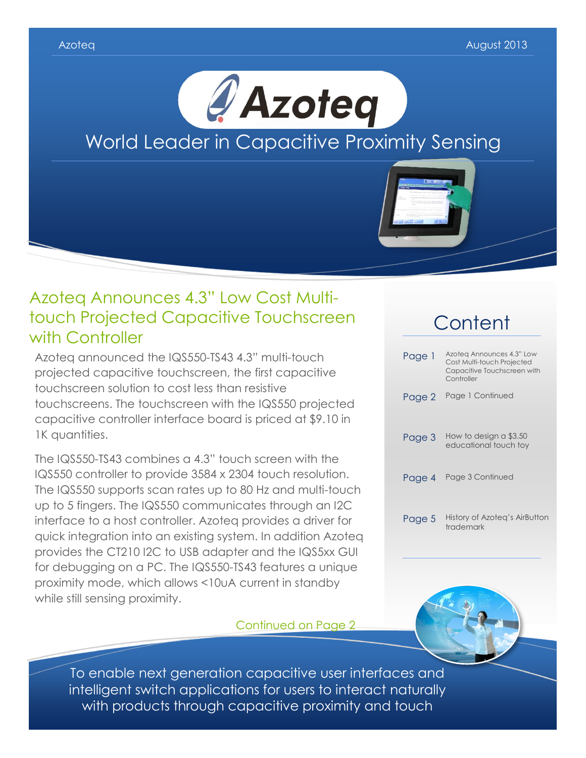# Azoteq

## World Leader in Capacitive Proximity Sensing

## Azoteq Announces 4.3" Low Cost Multi-touch Projected Capacitive Touchscreen with Controller

Azoteq announced the IQS550-TS43 4.3" multi-touch projected capacitive touchscreen, the first capacitive touchscreen solution to cost less than resistive touchscreens. The touchscreen with the IQS550 projected capacitive controller interface board is priced at $9.10 in 1K quantities.

The IQS550-TS43 combines a 4.3" touch screen with the IQS550 controller to provide 3584 x 2304 touch resolution. The IQS550 supports scan rates up to 80 Hz and multi-touch up to 5 fingers. The IQS550 communicates through an I2C interface to a host controller. Azoteq provides a driver for quick integration into an existing system. In addition Azoteq provides the CT210 I2C to USB adapter and the IQS5xx GUI for debugging on a PC. The IQS550-TS43 features a unique proximity mode, which allows <10uA current in standby while still sensing proximity.

Continued on Page 2

## Content

| | |
|---|---|
| Page 1 | Azoteq Announces 4.3" Low Cost Multi-touch Projected Capacitive Touchscreen with Controller |
| Page 2 | Page 1 Continued |
| Page 3 | How to design a $3.50 educational touch toy |
| Page 4 | Page 3 Continued |
| Page 5 | History of Azoteq's AirButton trademark |

To enable next generation capacitive user interfaces and intelligent switch applications for users to interact naturally with products through capacitive proximity and touch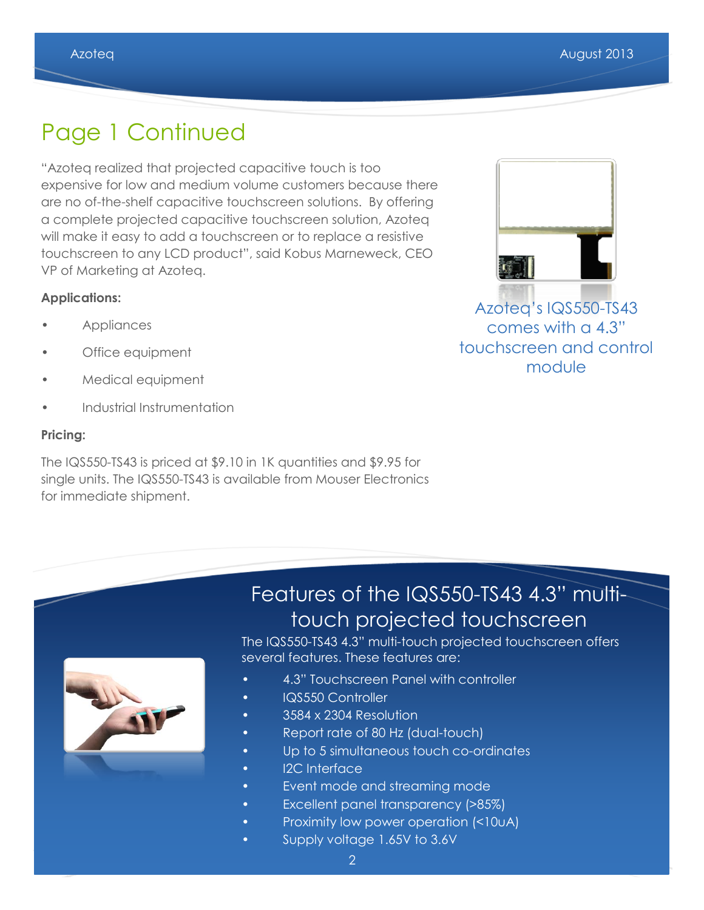# Page 1 Continued

"Azoteq realized that projected capacitive touch is too expensive for low and medium volume customers because there are no of-the-shelf capacitive touchscreen solutions. By offering a complete projected capacitive touchscreen solution, Azoteq will make it easy to add a touchscreen or to replace a resistive touchscreen to any LCD product", said Kobus Marneweck, CEO VP of Marketing at Azoteq.

Azoteq's IQS550-TS43 comes with a 4.3" touchscreen and control module

**Applications:**

- Appliances
- Office equipment
- Medical equipment
- Industrial Instrumentation

**Pricing:**

The IQS550-TS43 is priced at $9.10 in 1K quantities and $9.95 for single units. The IQS550-TS43 is available from Mouser Electronics for immediate shipment.

## Features of the IQS550-TS43 4.3" multi-touch projected touchscreen

The IQS550-TS43 4.3" multi-touch projected touchscreen offers several features. These features are:

- 4.3" Touchscreen Panel with controller
- IQS550 Controller
- 3584 x 2304 Resolution
- Report rate of 80 Hz (dual-touch)
- Up to 5 simultaneous touch co-ordinates
- I2C Interface
- Event mode and streaming mode
- Excellent panel transparency (>85%)
- Proximity low power operation (<10uA)
- Supply voltage 1.65V to 3.6V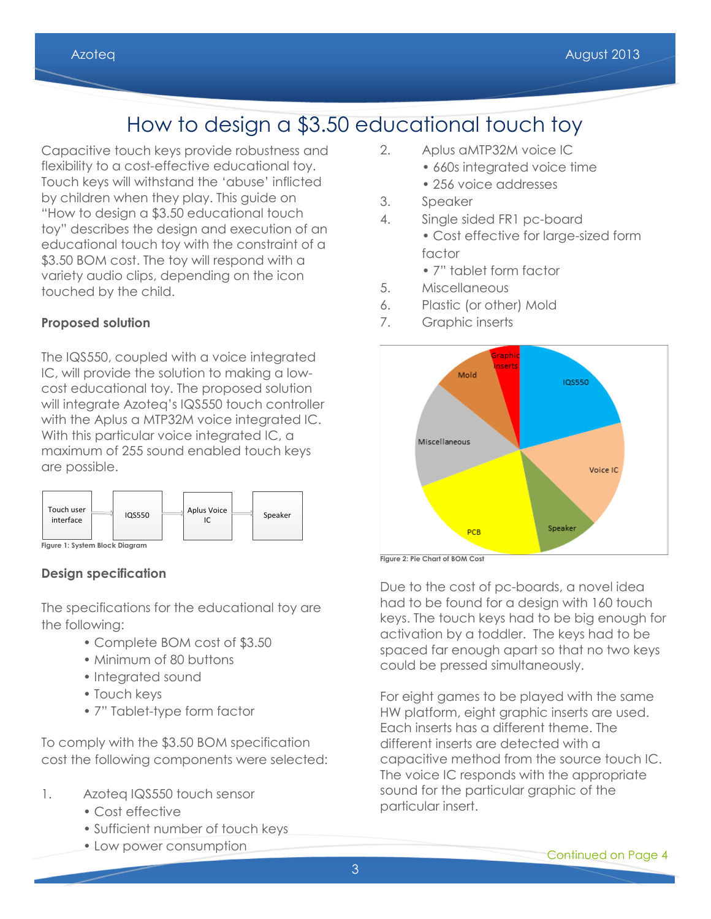# How to design a $3.50 educational touch toy

Capacitive touch keys provide robustness and flexibility to a cost-effective educational toy. Touch keys will withstand the 'abuse' inflicted by children when they play. This guide on "How to design a $3.50 educational touch toy" describes the design and execution of an educational touch toy with the constraint of a $3.50 BOM cost. The toy will respond with a variety audio clips, depending on the icon touched by the child.

### Proposed solution

The IQS550, coupled with a voice integrated IC, will provide the solution to making a low-cost educational toy. The proposed solution will integrate Azoteq's IQS550 touch controller with the Aplus a MTP32M voice integrated IC. With this particular voice integrated IC, a maximum of 255 sound enabled touch keys are possible.

Touch user interface → IQS550 → Aplus Voice IC → Speaker

Figure 1: System Block Diagram

### Design specification

The specifications for the educational toy are the following:

- Complete BOM cost of $3.50
- Minimum of 80 buttons
- Integrated sound
- Touch keys
- 7" Tablet-type form factor

To comply with the $3.50 BOM specification cost the following components were selected:

1. Azoteq IQS550 touch sensor
   - Cost effective
   - Sufficient number of touch keys
   - Low power consumption
2. Aplus aMTP32M voice IC
   - 660s integrated voice time
   - 256 voice addresses
3. Speaker
4. Single sided FR1 pc-board
   - Cost effective for large-sized form factor
   - 7" tablet form factor
5. Miscellaneous
6. Plastic (or other) Mold
7. Graphic inserts

Figure 2: Pie Chart of BOM Cost

Due to the cost of pc-boards, a novel idea had to be found for a design with 160 touch keys. The touch keys had to be big enough for activation by a toddler. The keys had to be spaced far enough apart so that no two keys could be pressed simultaneously.

For eight games to be played with the same HW platform, eight graphic inserts are used. Each inserts has a different theme. The different inserts are detected with a capacitive method from the source touch IC. The voice IC responds with the appropriate sound for the particular graphic of the particular insert.

Continued on Page 4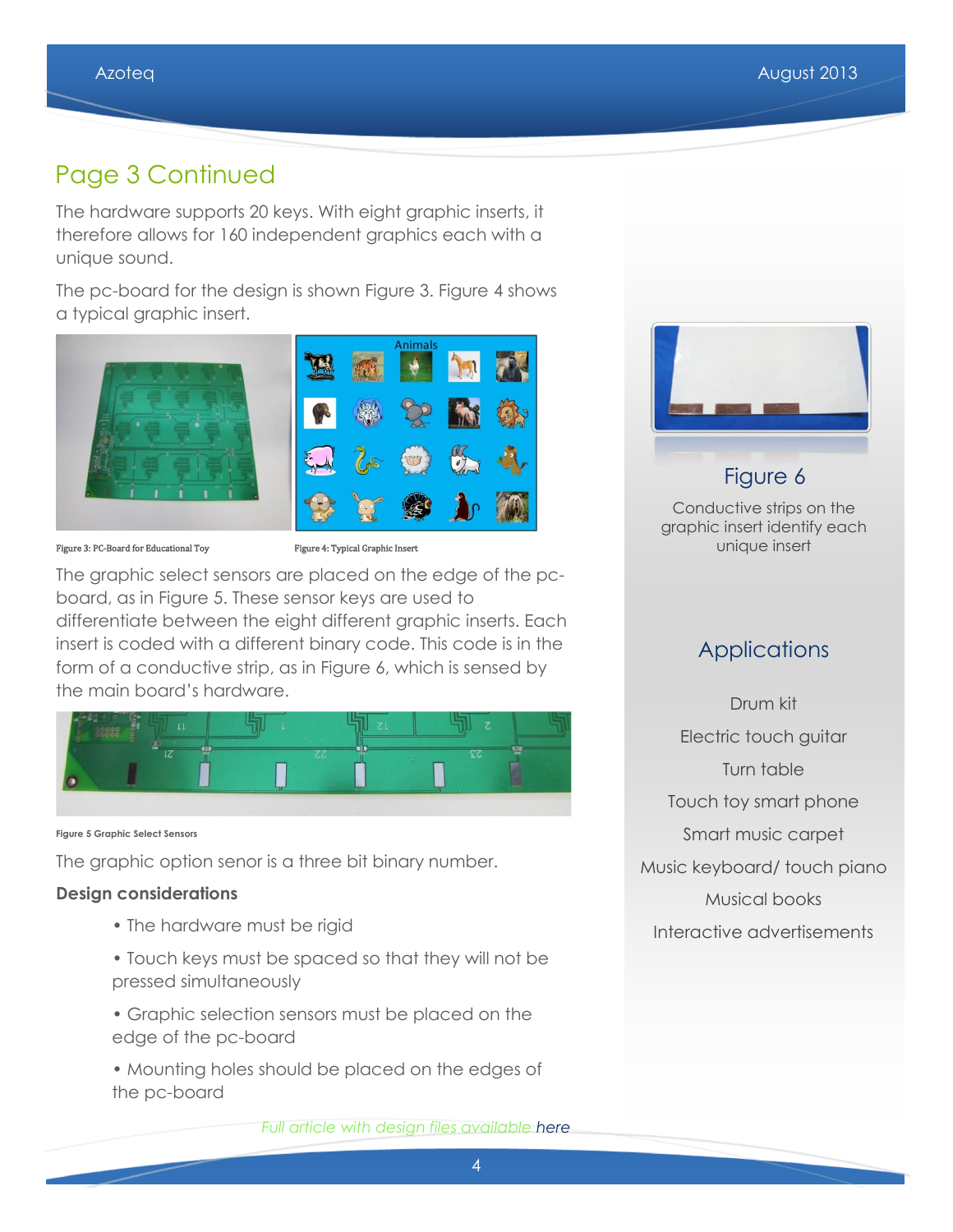## Page 3 Continued

The hardware supports 20 keys. With eight graphic inserts, it therefore allows for 160 independent graphics each with a unique sound.

The pc-board for the design is shown Figure 3. Figure 4 shows a typical graphic insert.

Figure 3: PC-Board for Educational Toy

Figure 4: Typical Graphic Insert

The graphic select sensors are placed on the edge of the pc-board, as in Figure 5. These sensor keys are used to differentiate between the eight different graphic inserts. Each insert is coded with a different binary code. This code is in the form of a conductive strip, as in Figure 6, which is sensed by the main board's hardware.

Figure 5 Graphic Select Sensors

The graphic option senor is a three bit binary number.

**Design considerations**

- The hardware must be rigid
- Touch keys must be spaced so that they will not be pressed simultaneously
- Graphic selection sensors must be placed on the edge of the pc-board
- Mounting holes should be placed on the edges of the pc-board

*Full article with design files available here*

Figure 6

Conductive strips on the graphic insert identify each unique insert

### Applications

Drum kit

Electric touch guitar

Turn table

Touch toy smart phone

Smart music carpet

Music keyboard/ touch piano

Musical books

Interactive advertisements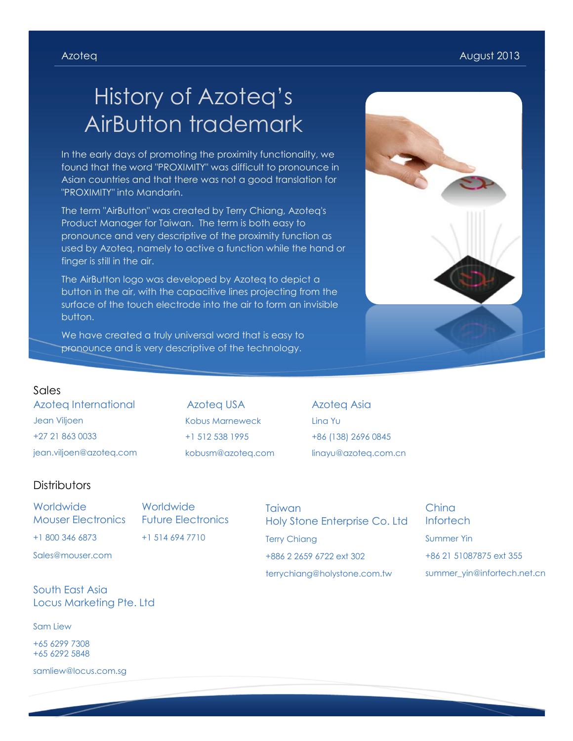# History of Azoteq's AirButton trademark

In the early days of promoting the proximity functionality, we found that the word "PROXIMITY" was difficult to pronounce in Asian countries and that there was not a good translation for "PROXIMITY" into Mandarin.

The term "AirButton" was created by Terry Chiang, Azoteq's Product Manager for Taiwan. The term is both easy to pronounce and very descriptive of the proximity function as used by Azoteq, namely to active a function while the hand or finger is still in the air.

The AirButton logo was developed by Azoteq to depict a button in the air, with the capacitive lines projecting from the surface of the touch electrode into the air to form an invisible button.

We have created a truly universal word that is easy to pronounce and is very descriptive of the technology.

## Sales

**Azoteq International**
Jean Viljoen
+27 21 863 0033
jean.viljoen@azoteq.com

**Azoteq USA**
Kobus Marneweck
+1 512 538 1995
kobusm@azoteq.com

**Azoteq Asia**
Lina Yu
+86 (138) 2696 0845
linayu@azoteq.com.cn

## Distributors

**Worldwide**
**Mouser Electronics**
+1 800 346 6873
Sales@mouser.com

**Worldwide**
**Future Electronics**
+1 514 694 7710

**Taiwan**
**Holy Stone Enterprise Co. Ltd**
Terry Chiang
+886 2 2659 6722 ext 302
terrychiang@holystone.com.tw

**China**
**Infortech**
Summer Yin
+86 21 51087875 ext 355
summer_yin@infortech.net.cn

**South East Asia**
**Locus Marketing Pte. Ltd**
Sam Liew
+65 6299 7308
+65 6292 5848
samliew@locus.com.sg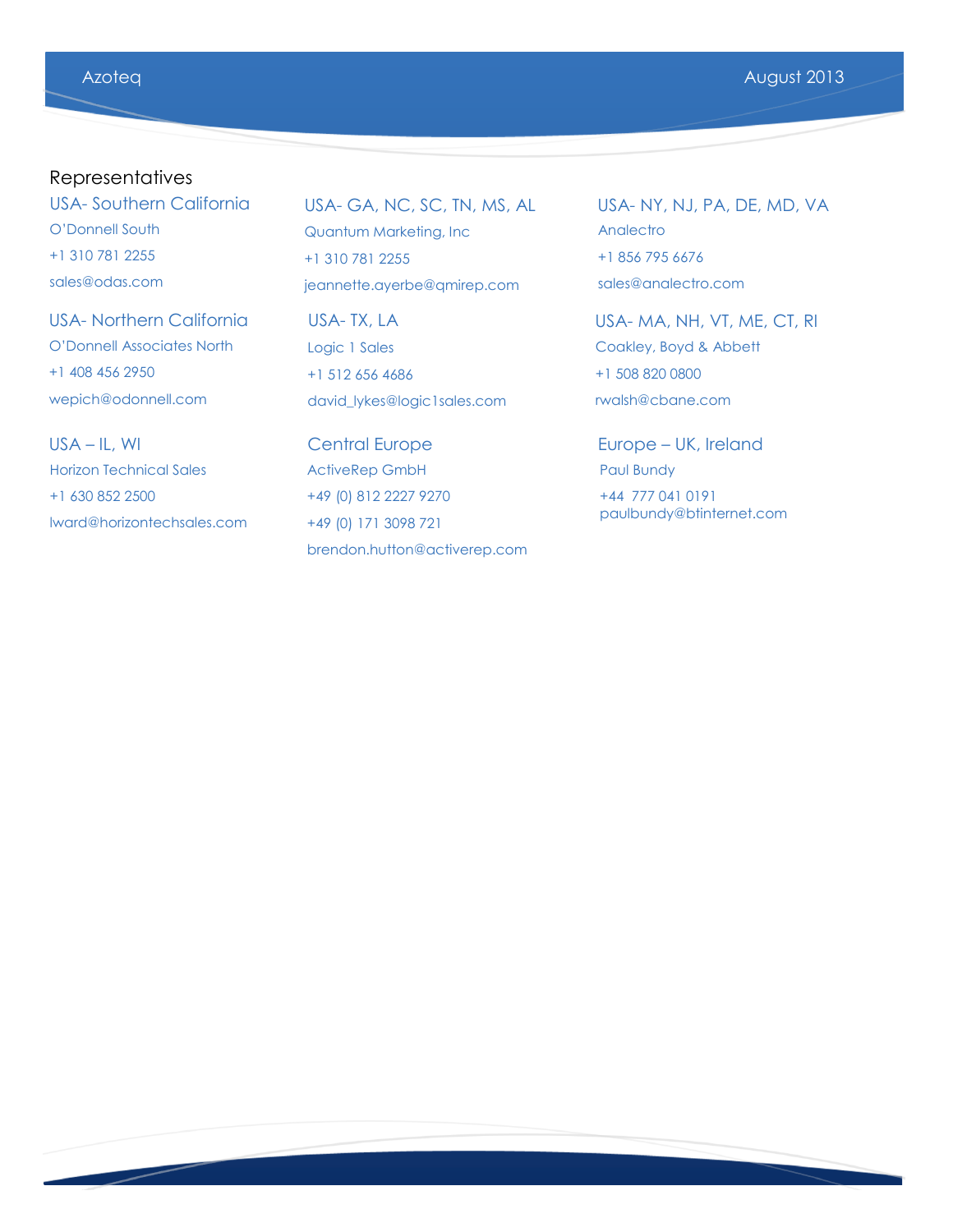## Representatives

### USA- Southern California
O'Donnell South
+1 310 781 2255
sales@odas.com

### USA- Northern California
O'Donnell Associates North
+1 408 456 2950
wepich@odonnell.com

### USA – IL, WI
Horizon Technical Sales
+1 630 852 2500
lward@horizontechsales.com

### USA- GA, NC, SC, TN, MS, AL
Quantum Marketing, Inc
+1 310 781 2255
jeannette.ayerbe@qmirep.com

### USA- TX, LA
Logic 1 Sales
+1 512 656 4686
david_lykes@logic1sales.com

### Central Europe
ActiveRep GmbH
+49 (0) 812 2227 9270
+49 (0) 171 3098 721
brendon.hutton@activerep.com

### USA- NY, NJ, PA, DE, MD, VA
Analectro
+1 856 795 6676
sales@analectro.com

### USA- MA, NH, VT, ME, CT, RI
Coakley, Boyd & Abbett
+1 508 820 0800
rwalsh@cbane.com

### Europe – UK, Ireland
Paul Bundy
+44 777 041 0191
paulbundy@btinternet.com